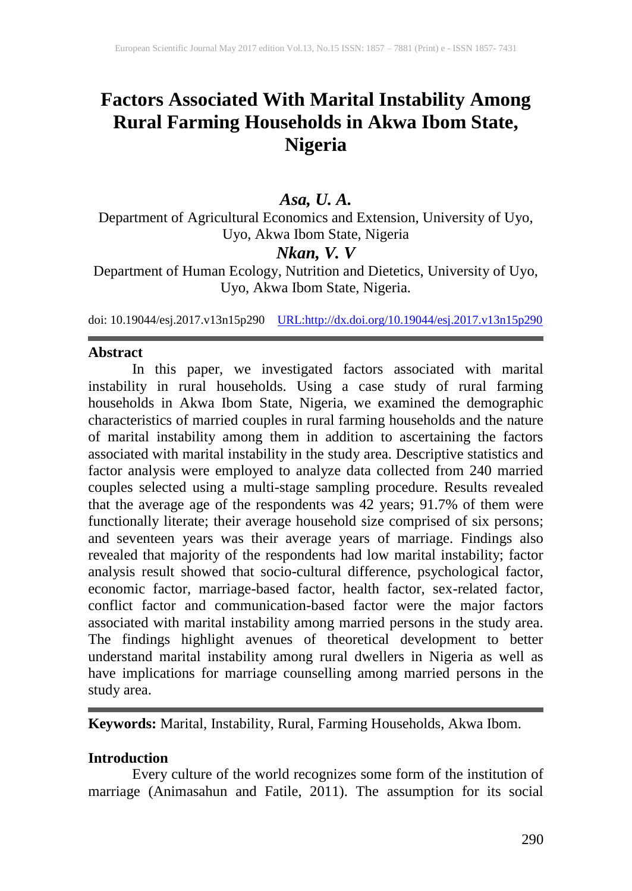# Factors Associated With Marital Instability Among Rural Farming Households in Akwa Ibom State, Nigeria

***Asa, U. A.***

Department of Agricultural Economics and Extension, University of Uyo, Uyo, Akwa Ibom State, Nigeria

***Nkan, V. V***

Department of Human Ecology, Nutrition and Dietetics, University of Uyo, Uyo, Akwa Ibom State, Nigeria.

doi: 10.19044/esj.2017.v13n15p290 URL:http://dx.doi.org/10.19044/esj.2017.v13n15p290

## Abstract

In this paper, we investigated factors associated with marital instability in rural households. Using a case study of rural farming households in Akwa Ibom State, Nigeria, we examined the demographic characteristics of married couples in rural farming households and the nature of marital instability among them in addition to ascertaining the factors associated with marital instability in the study area. Descriptive statistics and factor analysis were employed to analyze data collected from 240 married couples selected using a multi-stage sampling procedure. Results revealed that the average age of the respondents was 42 years; 91.7% of them were functionally literate; their average household size comprised of six persons; and seventeen years was their average years of marriage. Findings also revealed that majority of the respondents had low marital instability; factor analysis result showed that socio-cultural difference, psychological factor, economic factor, marriage-based factor, health factor, sex-related factor, conflict factor and communication-based factor were the major factors associated with marital instability among married persons in the study area. The findings highlight avenues of theoretical development to better understand marital instability among rural dwellers in Nigeria as well as have implications for marriage counselling among married persons in the study area.

**Keywords:** Marital, Instability, Rural, Farming Households, Akwa Ibom.

## Introduction

Every culture of the world recognizes some form of the institution of marriage (Animasahun and Fatile, 2011). The assumption for its social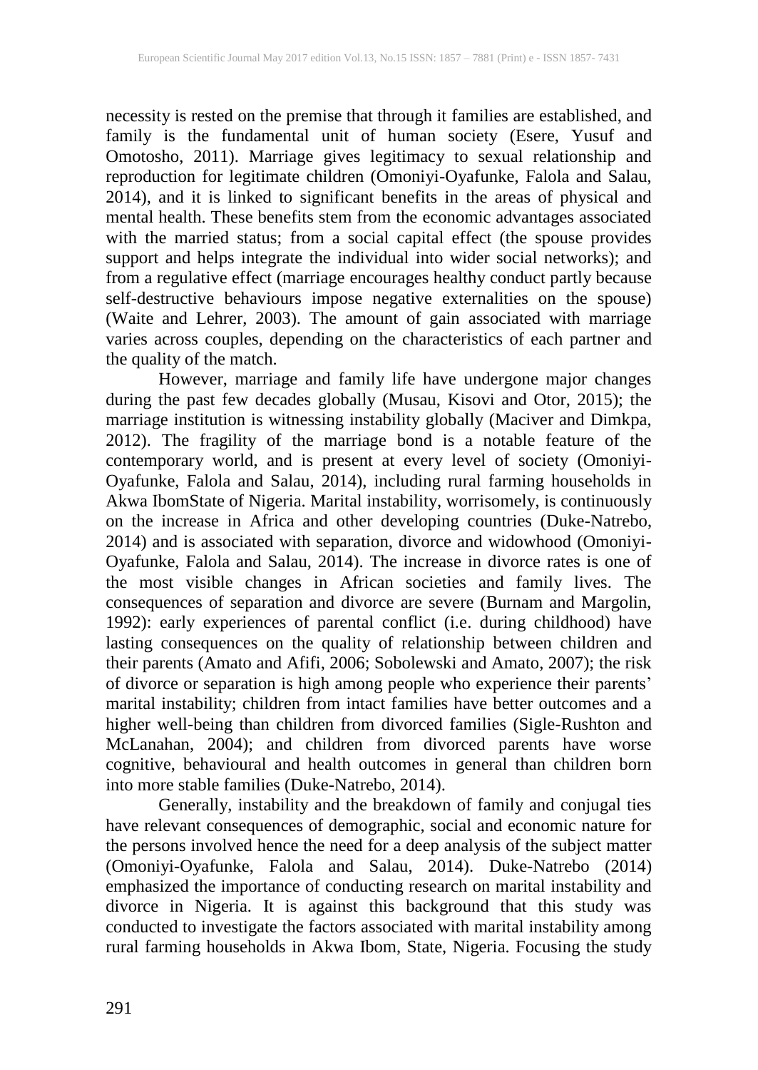necessity is rested on the premise that through it families are established, and family is the fundamental unit of human society (Esere, Yusuf and Omotosho, 2011). Marriage gives legitimacy to sexual relationship and reproduction for legitimate children (Omoniyi-Oyafunke, Falola and Salau, 2014), and it is linked to significant benefits in the areas of physical and mental health. These benefits stem from the economic advantages associated with the married status; from a social capital effect (the spouse provides support and helps integrate the individual into wider social networks); and from a regulative effect (marriage encourages healthy conduct partly because self-destructive behaviours impose negative externalities on the spouse) (Waite and Lehrer, 2003). The amount of gain associated with marriage varies across couples, depending on the characteristics of each partner and the quality of the match.

However, marriage and family life have undergone major changes during the past few decades globally (Musau, Kisovi and Otor, 2015); the marriage institution is witnessing instability globally (Maciver and Dimkpa, 2012). The fragility of the marriage bond is a notable feature of the contemporary world, and is present at every level of society (Omoniyi-Oyafunke, Falola and Salau, 2014), including rural farming households in Akwa IbomState of Nigeria. Marital instability, worrisomely, is continuously on the increase in Africa and other developing countries (Duke-Natrebo, 2014) and is associated with separation, divorce and widowhood (Omoniyi-Oyafunke, Falola and Salau, 2014). The increase in divorce rates is one of the most visible changes in African societies and family lives. The consequences of separation and divorce are severe (Burnam and Margolin, 1992): early experiences of parental conflict (i.e. during childhood) have lasting consequences on the quality of relationship between children and their parents (Amato and Afifi, 2006; Sobolewski and Amato, 2007); the risk of divorce or separation is high among people who experience their parents' marital instability; children from intact families have better outcomes and a higher well-being than children from divorced families (Sigle-Rushton and McLanahan, 2004); and children from divorced parents have worse cognitive, behavioural and health outcomes in general than children born into more stable families (Duke-Natrebo, 2014).

Generally, instability and the breakdown of family and conjugal ties have relevant consequences of demographic, social and economic nature for the persons involved hence the need for a deep analysis of the subject matter (Omoniyi-Oyafunke, Falola and Salau, 2014). Duke-Natrebo (2014) emphasized the importance of conducting research on marital instability and divorce in Nigeria. It is against this background that this study was conducted to investigate the factors associated with marital instability among rural farming households in Akwa Ibom, State, Nigeria. Focusing the study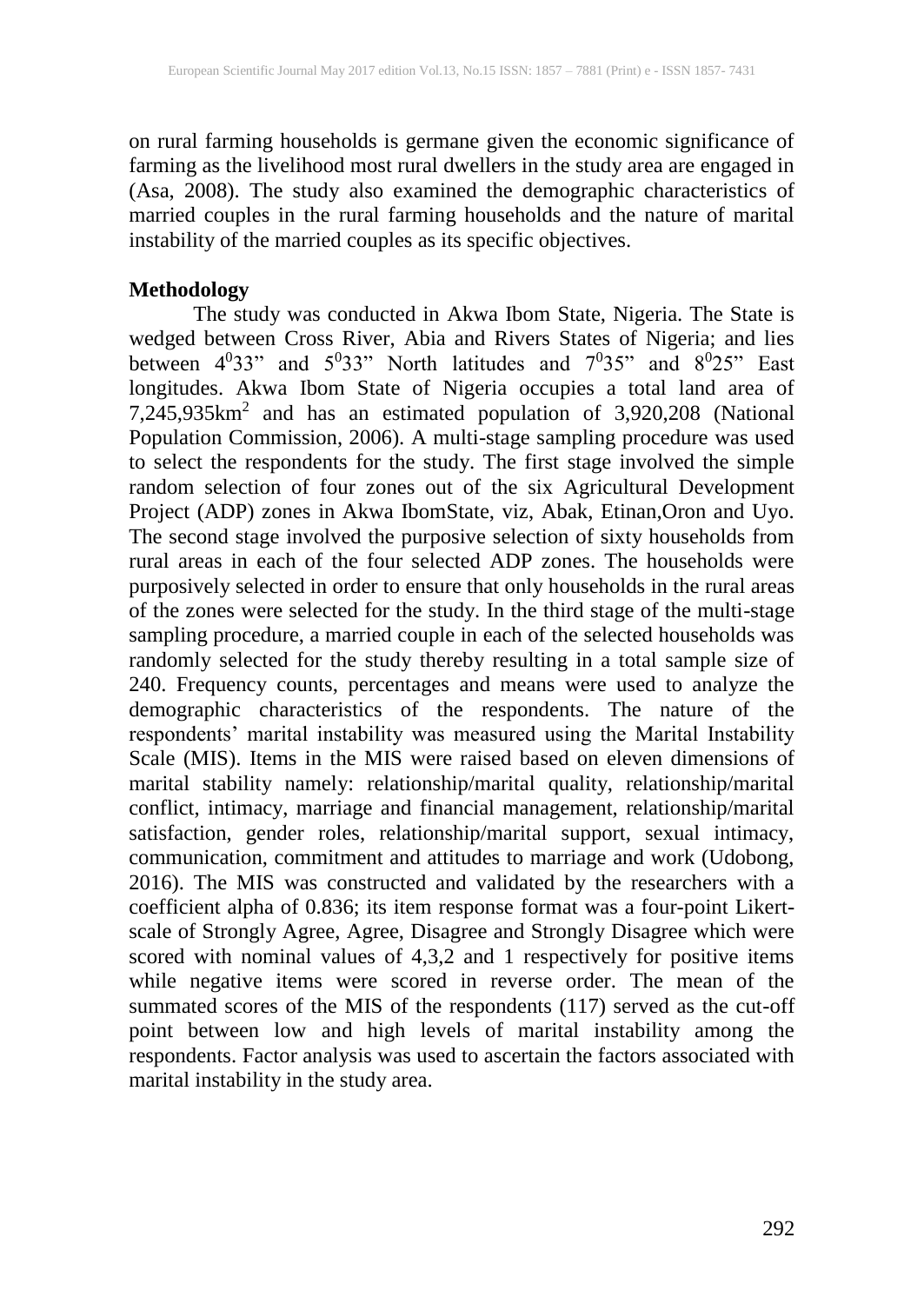on rural farming households is germane given the economic significance of farming as the livelihood most rural dwellers in the study area are engaged in (Asa, 2008). The study also examined the demographic characteristics of married couples in the rural farming households and the nature of marital instability of the married couples as its specific objectives.

**Methodology**

The study was conducted in Akwa Ibom State, Nigeria. The State is wedged between Cross River, Abia and Rivers States of Nigeria; and lies between $4^0 33$" and $5^0 33$" North latitudes and $7^0 35$" and $8^0 25$" East longitudes. Akwa Ibom State of Nigeria occupies a total land area of 7,245,935km$^2$ and has an estimated population of 3,920,208 (National Population Commission, 2006). A multi-stage sampling procedure was used to select the respondents for the study. The first stage involved the simple random selection of four zones out of the six Agricultural Development Project (ADP) zones in Akwa IbomState, viz, Abak, Etinan,Oron and Uyo. The second stage involved the purposive selection of sixty households from rural areas in each of the four selected ADP zones. The households were purposively selected in order to ensure that only households in the rural areas of the zones were selected for the study. In the third stage of the multi-stage sampling procedure, a married couple in each of the selected households was randomly selected for the study thereby resulting in a total sample size of 240. Frequency counts, percentages and means were used to analyze the demographic characteristics of the respondents. The nature of the respondents' marital instability was measured using the Marital Instability Scale (MIS). Items in the MIS were raised based on eleven dimensions of marital stability namely: relationship/marital quality, relationship/marital conflict, intimacy, marriage and financial management, relationship/marital satisfaction, gender roles, relationship/marital support, sexual intimacy, communication, commitment and attitudes to marriage and work (Udobong, 2016). The MIS was constructed and validated by the researchers with a coefficient alpha of 0.836; its item response format was a four-point Likert-scale of Strongly Agree, Agree, Disagree and Strongly Disagree which were scored with nominal values of 4,3,2 and 1 respectively for positive items while negative items were scored in reverse order. The mean of the summated scores of the MIS of the respondents (117) served as the cut-off point between low and high levels of marital instability among the respondents. Factor analysis was used to ascertain the factors associated with marital instability in the study area.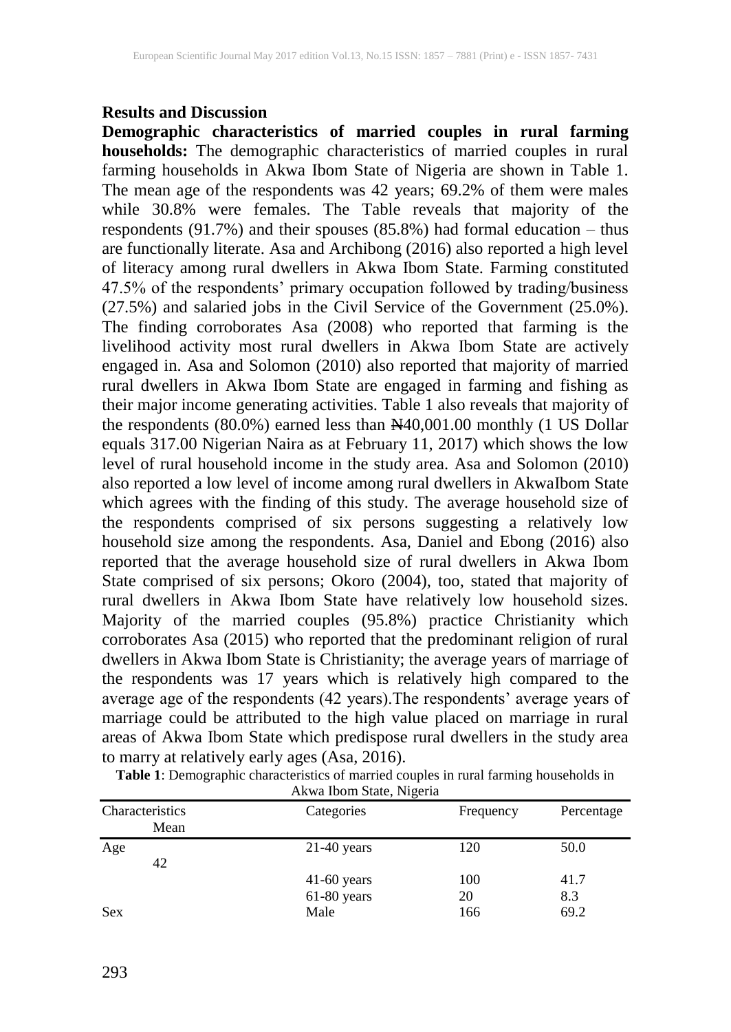**Results and Discussion**

**Demographic characteristics of married couples in rural farming households:** The demographic characteristics of married couples in rural farming households in Akwa Ibom State of Nigeria are shown in Table 1. The mean age of the respondents was 42 years; 69.2% of them were males while 30.8% were females. The Table reveals that majority of the respondents (91.7%) and their spouses (85.8%) had formal education – thus are functionally literate. Asa and Archibong (2016) also reported a high level of literacy among rural dwellers in Akwa Ibom State. Farming constituted 47.5% of the respondents' primary occupation followed by trading/business (27.5%) and salaried jobs in the Civil Service of the Government (25.0%). The finding corroborates Asa (2008) who reported that farming is the livelihood activity most rural dwellers in Akwa Ibom State are actively engaged in. Asa and Solomon (2010) also reported that majority of married rural dwellers in Akwa Ibom State are engaged in farming and fishing as their major income generating activities. Table 1 also reveals that majority of the respondents (80.0%) earned less than ₦40,001.00 monthly (1 US Dollar equals 317.00 Nigerian Naira as at February 11, 2017) which shows the low level of rural household income in the study area. Asa and Solomon (2010) also reported a low level of income among rural dwellers in AkwaIbom State which agrees with the finding of this study. The average household size of the respondents comprised of six persons suggesting a relatively low household size among the respondents. Asa, Daniel and Ebong (2016) also reported that the average household size of rural dwellers in Akwa Ibom State comprised of six persons; Okoro (2004), too, stated that majority of rural dwellers in Akwa Ibom State have relatively low household sizes. Majority of the married couples (95.8%) practice Christianity which corroborates Asa (2015) who reported that the predominant religion of rural dwellers in Akwa Ibom State is Christianity; the average years of marriage of the respondents was 17 years which is relatively high compared to the average age of the respondents (42 years).The respondents' average years of marriage could be attributed to the high value placed on marriage in rural areas of Akwa Ibom State which predispose rural dwellers in the study area to marry at relatively early ages (Asa, 2016).

**Table 1**: Demographic characteristics of married couples in rural farming households in Akwa Ibom State, Nigeria

| Characteristics | Categories | Frequency | Percentage | Mean |
|---|---|---|---|---|
| Age | 21-40 years | 120 | 50.0 | 42 |
| | 41-60 years | 100 | 41.7 | |
| | 61-80 years | 20 | 8.3 | |
| Sex | Male | 166 | 69.2 | |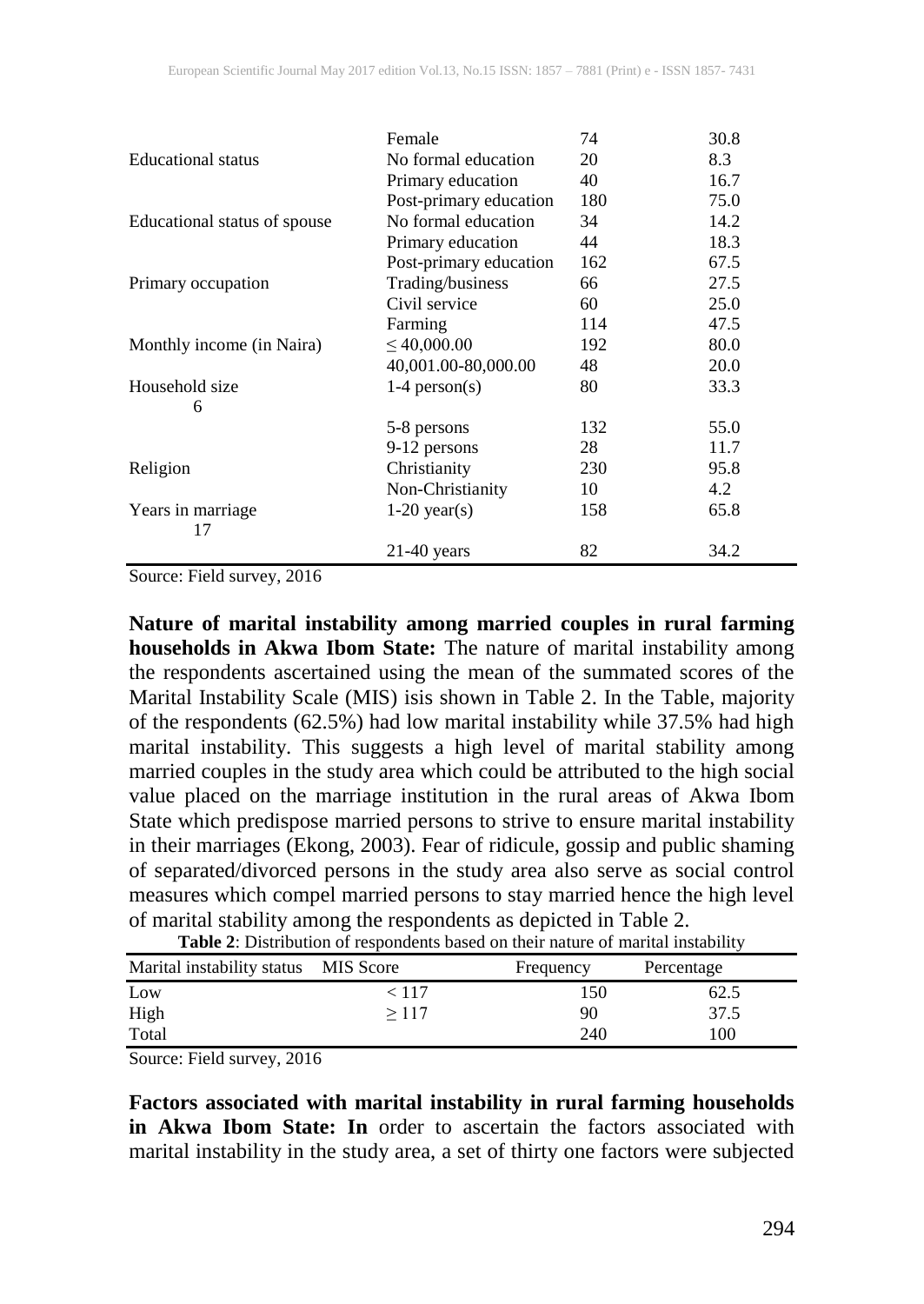| | Female | 74 | 30.8 |
|---|---|---|---|
| Educational status | No formal education | 20 | 8.3 |
| | Primary education | 40 | 16.7 |
| | Post-primary education | 180 | 75.0 |
| Educational status of spouse | No formal education | 34 | 14.2 |
| | Primary education | 44 | 18.3 |
| | Post-primary education | 162 | 67.5 |
| Primary occupation | Trading/business | 66 | 27.5 |
| | Civil service | 60 | 25.0 |
| | Farming | 114 | 47.5 |
| Monthly income (in Naira) | ≤ 40,000.00 | 192 | 80.0 |
| | 40,001.00-80,000.00 | 48 | 20.0 |
| Household size 6 | 1-4 person(s) | 80 | 33.3 |
| | 5-8 persons | 132 | 55.0 |
| | 9-12 persons | 28 | 11.7 |
| Religion | Christianity | 230 | 95.8 |
| | Non-Christianity | 10 | 4.2 |
| Years in marriage 17 | 1-20 year(s) | 158 | 65.8 |
| | 21-40 years | 82 | 34.2 |

Source: Field survey, 2016

**Nature of marital instability among married couples in rural farming households in Akwa Ibom State:** The nature of marital instability among the respondents ascertained using the mean of the summated scores of the Marital Instability Scale (MIS) isis shown in Table 2. In the Table, majority of the respondents (62.5%) had low marital instability while 37.5% had high marital instability. This suggests a high level of marital stability among married couples in the study area which could be attributed to the high social value placed on the marriage institution in the rural areas of Akwa Ibom State which predispose married persons to strive to ensure marital instability in their marriages (Ekong, 2003). Fear of ridicule, gossip and public shaming of separated/divorced persons in the study area also serve as social control measures which compel married persons to stay married hence the high level of marital stability among the respondents as depicted in Table 2.

**Table 2**: Distribution of respondents based on their nature of marital instability

| Marital instability status | MIS Score | Frequency | Percentage |
|---|---|---|---|
| Low | < 117 | 150 | 62.5 |
| High | ≥ 117 | 90 | 37.5 |
| Total | | 240 | 100 |

Source: Field survey, 2016

**Factors associated with marital instability in rural farming households in Akwa Ibom State: In** order to ascertain the factors associated with marital instability in the study area, a set of thirty one factors were subjected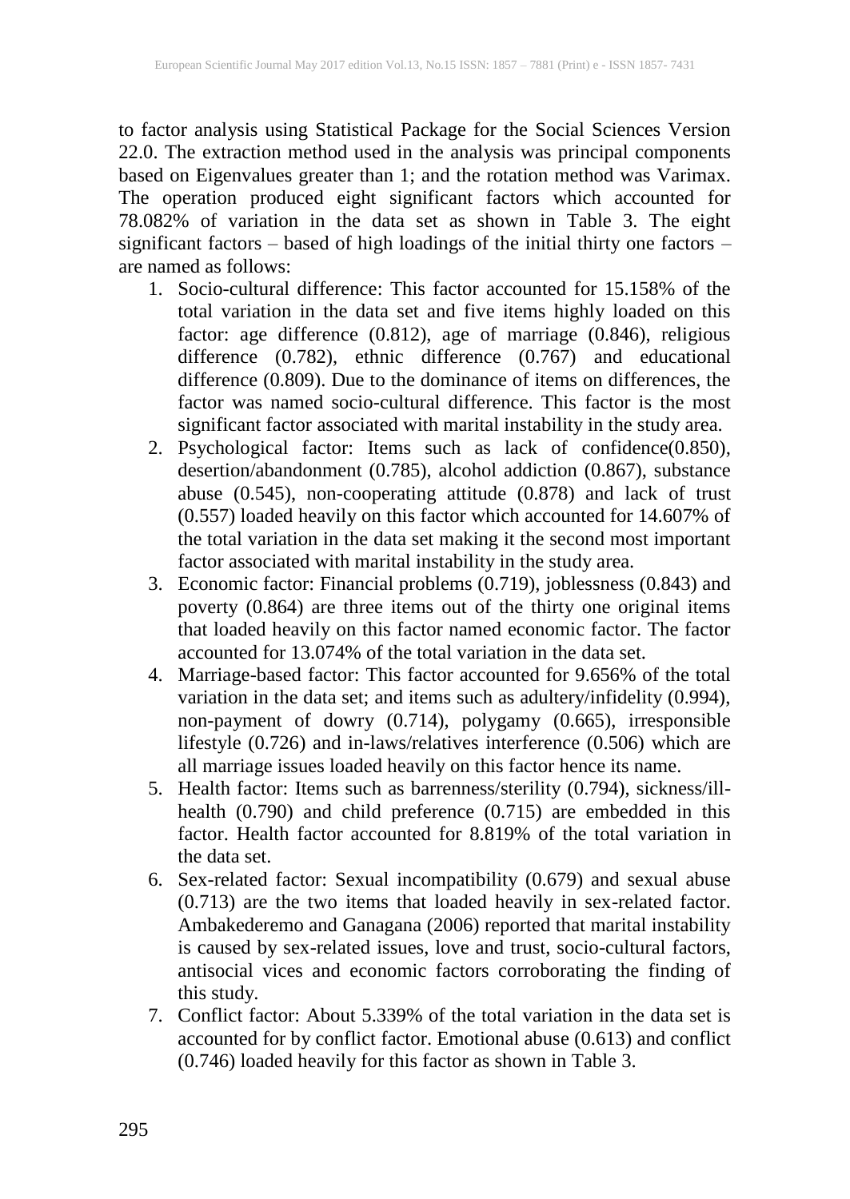to factor analysis using Statistical Package for the Social Sciences Version 22.0. The extraction method used in the analysis was principal components based on Eigenvalues greater than 1; and the rotation method was Varimax. The operation produced eight significant factors which accounted for 78.082% of variation in the data set as shown in Table 3. The eight significant factors – based of high loadings of the initial thirty one factors – are named as follows:

1. Socio-cultural difference: This factor accounted for 15.158% of the total variation in the data set and five items highly loaded on this factor: age difference (0.812), age of marriage (0.846), religious difference (0.782), ethnic difference (0.767) and educational difference (0.809). Due to the dominance of items on differences, the factor was named socio-cultural difference. This factor is the most significant factor associated with marital instability in the study area.
2. Psychological factor: Items such as lack of confidence(0.850), desertion/abandonment (0.785), alcohol addiction (0.867), substance abuse (0.545), non-cooperating attitude (0.878) and lack of trust (0.557) loaded heavily on this factor which accounted for 14.607% of the total variation in the data set making it the second most important factor associated with marital instability in the study area.
3. Economic factor: Financial problems (0.719), joblessness (0.843) and poverty (0.864) are three items out of the thirty one original items that loaded heavily on this factor named economic factor. The factor accounted for 13.074% of the total variation in the data set.
4. Marriage-based factor: This factor accounted for 9.656% of the total variation in the data set; and items such as adultery/infidelity (0.994), non-payment of dowry (0.714), polygamy (0.665), irresponsible lifestyle (0.726) and in-laws/relatives interference (0.506) which are all marriage issues loaded heavily on this factor hence its name.
5. Health factor: Items such as barrenness/sterility (0.794), sickness/ill-health (0.790) and child preference (0.715) are embedded in this factor. Health factor accounted for 8.819% of the total variation in the data set.
6. Sex-related factor: Sexual incompatibility (0.679) and sexual abuse (0.713) are the two items that loaded heavily in sex-related factor. Ambakederemo and Ganagana (2006) reported that marital instability is caused by sex-related issues, love and trust, socio-cultural factors, antisocial vices and economic factors corroborating the finding of this study.
7. Conflict factor: About 5.339% of the total variation in the data set is accounted for by conflict factor. Emotional abuse (0.613) and conflict (0.746) loaded heavily for this factor as shown in Table 3.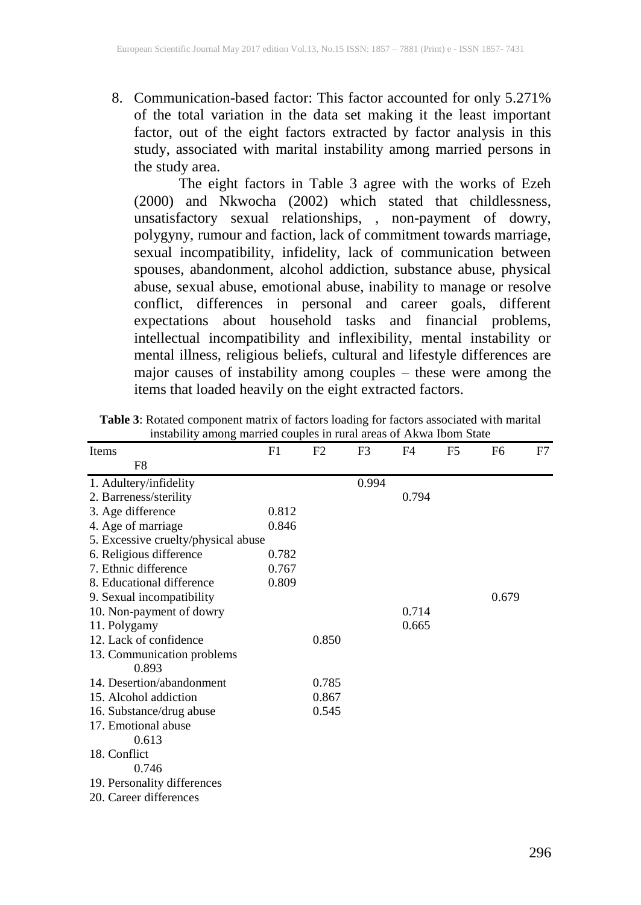8. Communication-based factor: This factor accounted for only 5.271% of the total variation in the data set making it the least important factor, out of the eight factors extracted by factor analysis in this study, associated with marital instability among married persons in the study area.

   The eight factors in Table 3 agree with the works of Ezeh (2000) and Nkwocha (2002) which stated that childlessness, unsatisfactory sexual relationships, , non-payment of dowry, polygyny, rumour and faction, lack of commitment towards marriage, sexual incompatibility, infidelity, lack of communication between spouses, abandonment, alcohol addiction, substance abuse, physical abuse, sexual abuse, emotional abuse, inability to manage or resolve conflict, differences in personal and career goals, different expectations about household tasks and financial problems, intellectual incompatibility and inflexibility, mental instability or mental illness, religious beliefs, cultural and lifestyle differences are major causes of instability among couples – these were among the items that loaded heavily on the eight extracted factors.

**Table 3**: Rotated component matrix of factors loading for factors associated with marital instability among married couples in rural areas of Akwa Ibom State

| Items | F1 | F2 | F3 | F4 | F5 | F6 | F7 | F8 |
|---|---|---|---|---|---|---|---|---|
| 1. Adultery/infidelity | | | 0.994 | | | | | |
| 2. Barreness/sterility | | | | 0.794 | | | | |
| 3. Age difference | 0.812 | | | | | | | |
| 4. Age of marriage | 0.846 | | | | | | | |
| 5. Excessive cruelty/physical abuse | | | | | | | | |
| 6. Religious difference | 0.782 | | | | | | | |
| 7. Ethnic difference | 0.767 | | | | | | | |
| 8. Educational difference | 0.809 | | | | | | | |
| 9. Sexual incompatibility | | | | | | 0.679 | | |
| 10. Non-payment of dowry | | | | 0.714 | | | | |
| 11. Polygamy | | | | 0.665 | | | | |
| 12. Lack of confidence | | 0.850 | | | | | | |
| 13. Communication problems | | | | | | | | 0.893 |
| 14. Desertion/abandonment | | 0.785 | | | | | | |
| 15. Alcohol addiction | | 0.867 | | | | | | |
| 16. Substance/drug abuse | | 0.545 | | | | | | |
| 17. Emotional abuse | | | | | | | | 0.613 |
| 18. Conflict | | | | | | | | 0.746 |
| 19. Personality differences | | | | | | | | |
| 20. Career differences | | | | | | | | |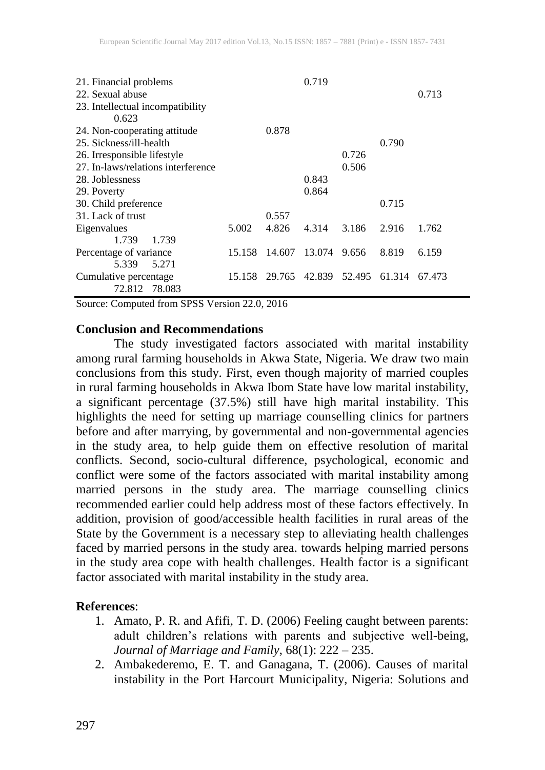| | | | | | | | | |
|---|---|---|---|---|---|---|---|---|
| 21. Financial problems | | | 0.719 | | | | | |
| 22. Sexual abuse | | | | | | 0.713 | | |
| 23. Intellectual incompatibility | | | | | | | 0.623 | |
| 24. Non-cooperating attitude | | 0.878 | | | | | | |
| 25. Sickness/ill-health | | | | | 0.790 | | | |
| 26. Irresponsible lifestyle | | | | 0.726 | | | | |
| 27. In-laws/relations interference | | | | 0.506 | | | | |
| 28. Joblessness | | | 0.843 | | | | | |
| 29. Poverty | | | 0.864 | | | | | |
| 30. Child preference | | | | | 0.715 | | | |
| 31. Lack of trust | | 0.557 | | | | | | |
| Eigenvalues | 5.002 | 4.826 | 4.314 | 3.186 | 2.916 | 1.762 | 1.739 | 1.739 |
| Percentage of variance | 15.158 | 14.607 | 13.074 | 9.656 | 8.819 | 6.159 | 5.339 | 5.271 |
| Cumulative percentage | 15.158 | 29.765 | 42.839 | 52.495 | 61.314 | 67.473 | 72.812 | 78.083 |

Source: Computed from SPSS Version 22.0, 2016

## Conclusion and Recommendations

The study investigated factors associated with marital instability among rural farming households in Akwa State, Nigeria. We draw two main conclusions from this study. First, even though majority of married couples in rural farming households in Akwa Ibom State have low marital instability, a significant percentage (37.5%) still have high marital instability. This highlights the need for setting up marriage counselling clinics for partners before and after marrying, by governmental and non-governmental agencies in the study area, to help guide them on effective resolution of marital conflicts. Second, socio-cultural difference, psychological, economic and conflict were some of the factors associated with marital instability among married persons in the study area. The marriage counselling clinics recommended earlier could help address most of these factors effectively. In addition, provision of good/accessible health facilities in rural areas of the State by the Government is a necessary step to alleviating health challenges faced by married persons in the study area. towards helping married persons in the study area cope with health challenges. Health factor is a significant factor associated with marital instability in the study area.

## References:

1. Amato, P. R. and Afifi, T. D. (2006) Feeling caught between parents: adult children's relations with parents and subjective well-being, *Journal of Marriage and Family*, 68(1): 222 – 235.
2. Ambakederemo, E. T. and Ganagana, T. (2006). Causes of marital instability in the Port Harcourt Municipality, Nigeria: Solutions and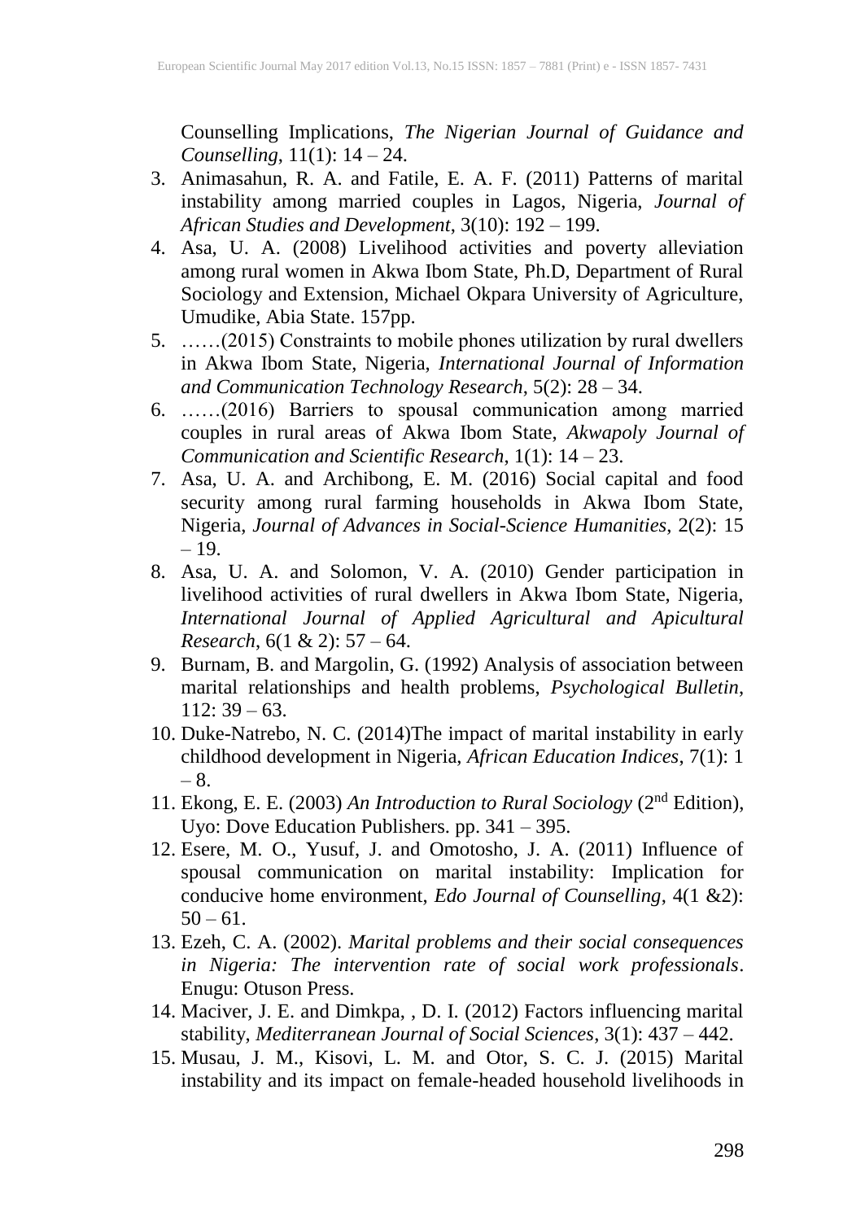Counselling Implications, *The Nigerian Journal of Guidance and Counselling*, 11(1): 14 – 24.

3. Animasahun, R. A. and Fatile, E. A. F. (2011) Patterns of marital instability among married couples in Lagos, Nigeria, *Journal of African Studies and Development*, 3(10): 192 – 199.
4. Asa, U. A. (2008) Livelihood activities and poverty alleviation among rural women in Akwa Ibom State, Ph.D, Department of Rural Sociology and Extension, Michael Okpara University of Agriculture, Umudike, Abia State. 157pp.
5. ……(2015) Constraints to mobile phones utilization by rural dwellers in Akwa Ibom State, Nigeria, *International Journal of Information and Communication Technology Research*, 5(2): 28 – 34.
6. ……(2016) Barriers to spousal communication among married couples in rural areas of Akwa Ibom State, *Akwapoly Journal of Communication and Scientific Research*, 1(1): 14 – 23.
7. Asa, U. A. and Archibong, E. M. (2016) Social capital and food security among rural farming households in Akwa Ibom State, Nigeria, *Journal of Advances in Social-Science Humanities*, 2(2): 15 – 19.
8. Asa, U. A. and Solomon, V. A. (2010) Gender participation in livelihood activities of rural dwellers in Akwa Ibom State, Nigeria, *International Journal of Applied Agricultural and Apicultural Research*, 6(1 & 2): 57 – 64.
9. Burnam, B. and Margolin, G. (1992) Analysis of association between marital relationships and health problems, *Psychological Bulletin*, 112: 39 – 63.
10. Duke-Natrebo, N. C. (2014)The impact of marital instability in early childhood development in Nigeria, *African Education Indices*, 7(1): 1 – 8.
11. Ekong, E. E. (2003) *An Introduction to Rural Sociology* (2nd Edition), Uyo: Dove Education Publishers. pp. 341 – 395.
12. Esere, M. O., Yusuf, J. and Omotosho, J. A. (2011) Influence of spousal communication on marital instability: Implication for conducive home environment, *Edo Journal of Counselling*, 4(1 &2): 50 – 61.
13. Ezeh, C. A. (2002). *Marital problems and their social consequences in Nigeria: The intervention rate of social work professionals*. Enugu: Otuson Press.
14. Maciver, J. E. and Dimkpa, , D. I. (2012) Factors influencing marital stability, *Mediterranean Journal of Social Sciences*, 3(1): 437 – 442.
15. Musau, J. M., Kisovi, L. M. and Otor, S. C. J. (2015) Marital instability and its impact on female-headed household livelihoods in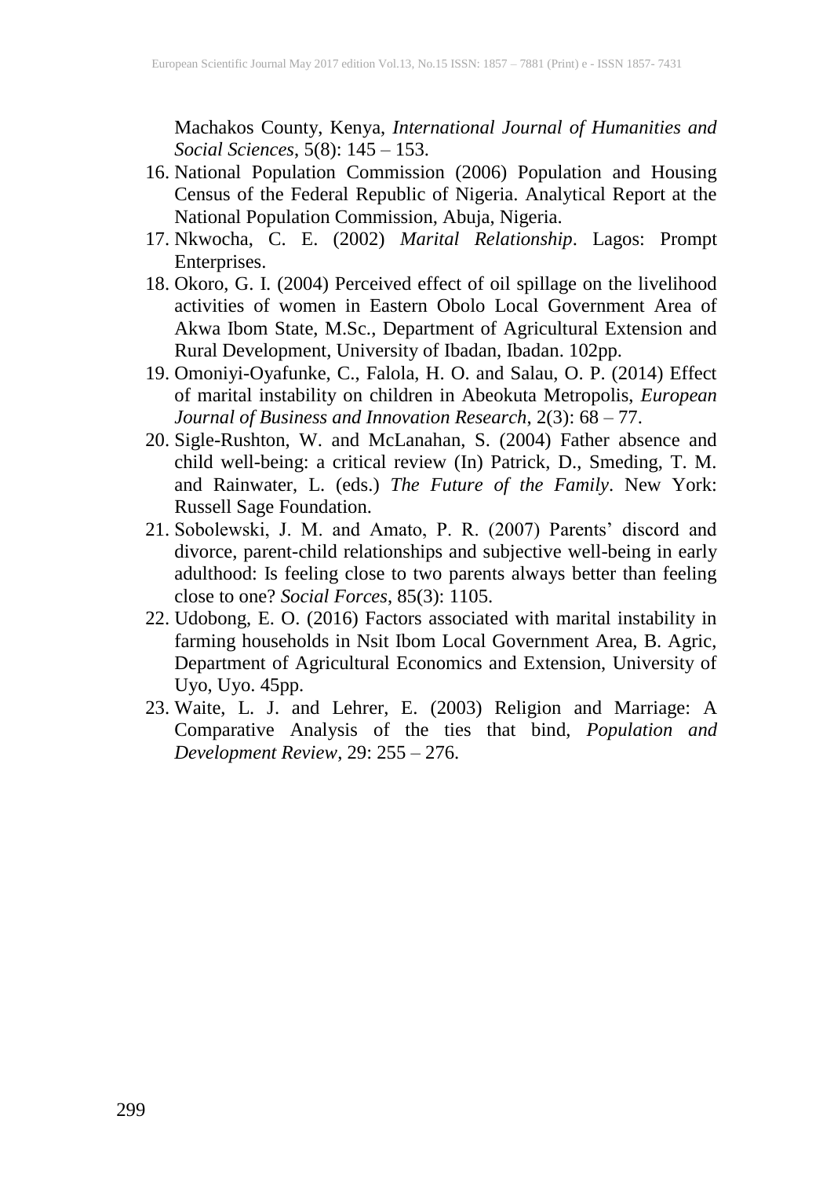Machakos County, Kenya, *International Journal of Humanities and Social Sciences*, 5(8): 145 – 153.

16. National Population Commission (2006) Population and Housing Census of the Federal Republic of Nigeria. Analytical Report at the National Population Commission, Abuja, Nigeria.
17. Nkwocha, C. E. (2002) *Marital Relationship*. Lagos: Prompt Enterprises.
18. Okoro, G. I. (2004) Perceived effect of oil spillage on the livelihood activities of women in Eastern Obolo Local Government Area of Akwa Ibom State, M.Sc., Department of Agricultural Extension and Rural Development, University of Ibadan, Ibadan. 102pp.
19. Omoniyi-Oyafunke, C., Falola, H. O. and Salau, O. P. (2014) Effect of marital instability on children in Abeokuta Metropolis, *European Journal of Business and Innovation Research*, 2(3): 68 – 77.
20. Sigle-Rushton, W. and McLanahan, S. (2004) Father absence and child well-being: a critical review (In) Patrick, D., Smeding, T. M. and Rainwater, L. (eds.) *The Future of the Family*. New York: Russell Sage Foundation.
21. Sobolewski, J. M. and Amato, P. R. (2007) Parents' discord and divorce, parent-child relationships and subjective well-being in early adulthood: Is feeling close to two parents always better than feeling close to one? *Social Forces*, 85(3): 1105.
22. Udobong, E. O. (2016) Factors associated with marital instability in farming households in Nsit Ibom Local Government Area, B. Agric, Department of Agricultural Economics and Extension, University of Uyo, Uyo. 45pp.
23. Waite, L. J. and Lehrer, E. (2003) Religion and Marriage: A Comparative Analysis of the ties that bind, *Population and Development Review*, 29: 255 – 276.